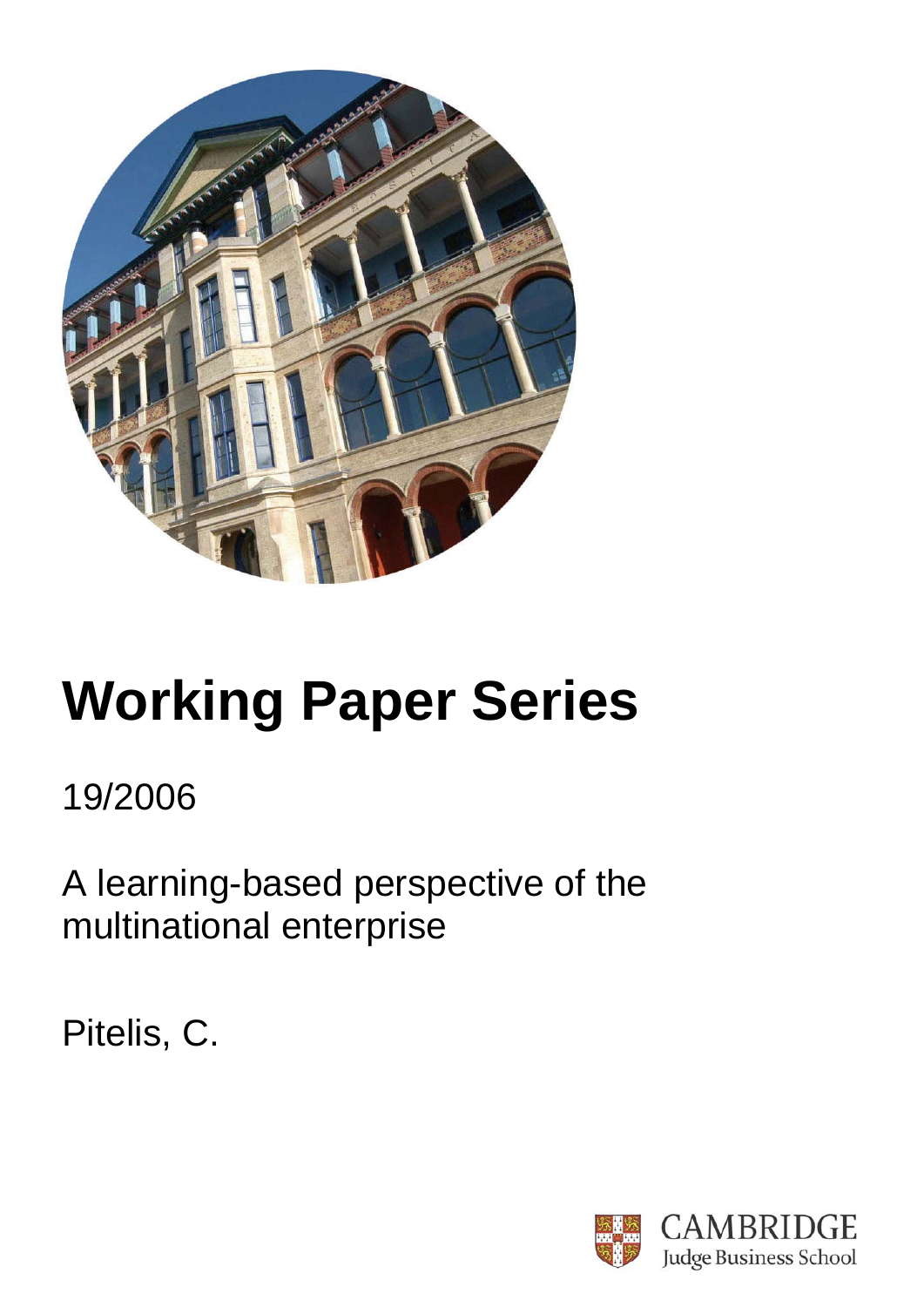# Working Paper Series

19/2006

A learning-based perspective of the multinational enterprise

Pitelis, C.

CAMBRIDGE
Judge Business School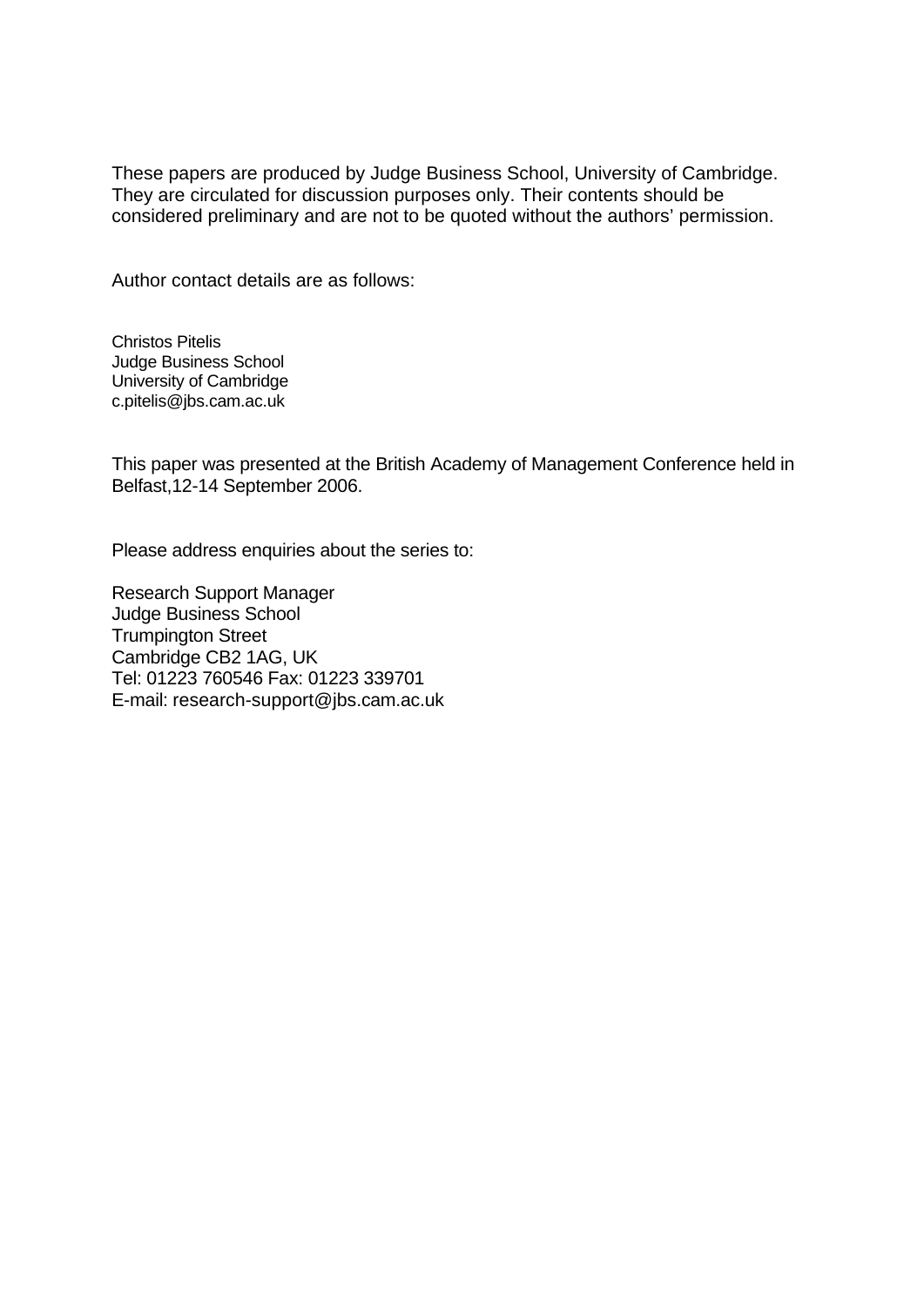These papers are produced by Judge Business School, University of Cambridge. They are circulated for discussion purposes only. Their contents should be considered preliminary and are not to be quoted without the authors' permission.

Author contact details are as follows:

Christos Pitelis  
Judge Business School  
University of Cambridge  
c.pitelis@jbs.cam.ac.uk

This paper was presented at the British Academy of Management Conference held in Belfast,12-14 September 2006.

Please address enquiries about the series to:

Research Support Manager  
Judge Business School  
Trumpington Street  
Cambridge CB2 1AG, UK  
Tel: 01223 760546 Fax: 01223 339701  
E-mail: research-support@jbs.cam.ac.uk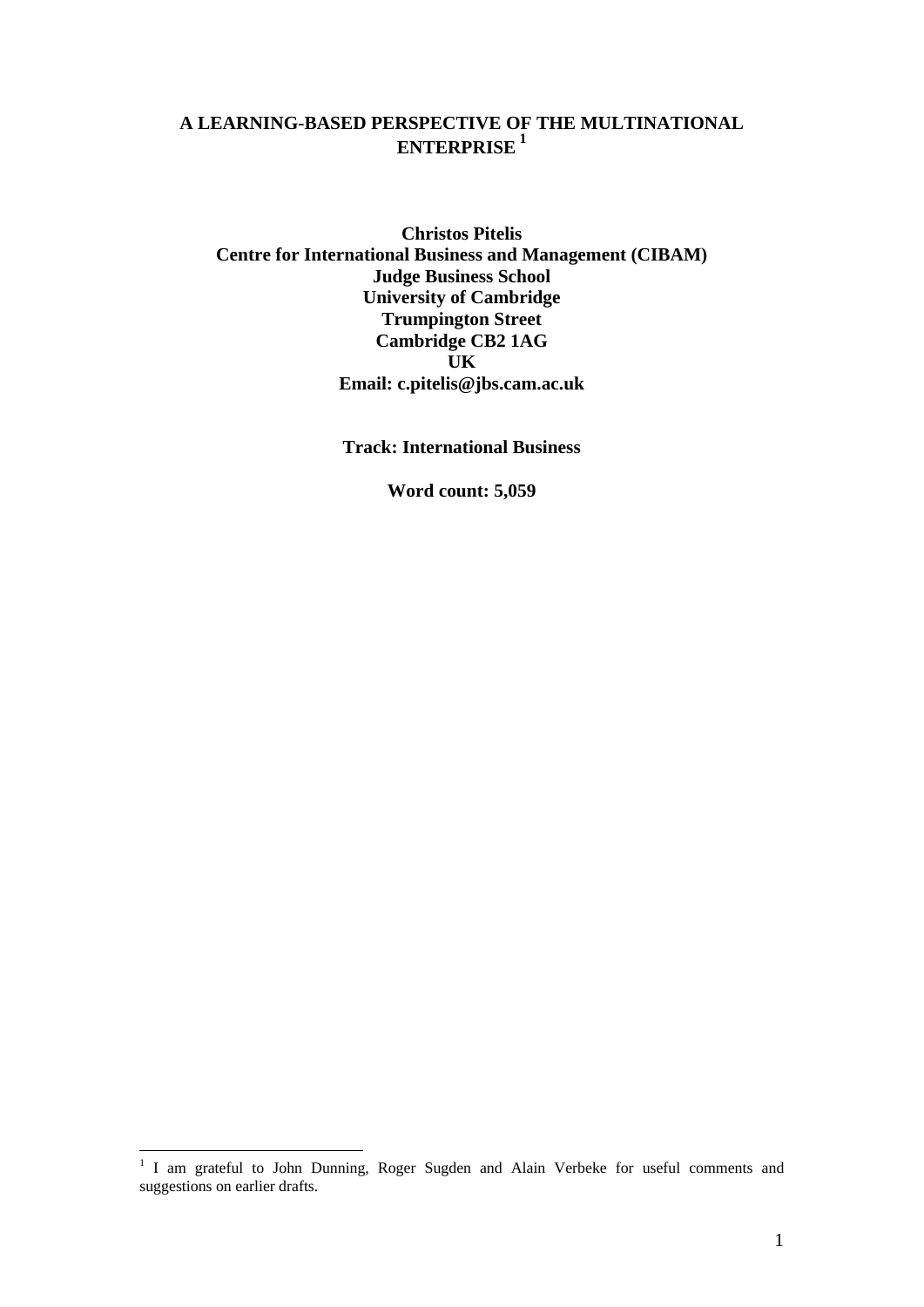# A LEARNING-BASED PERSPECTIVE OF THE MULTINATIONAL ENTERPRISE [1]

**Christos Pitelis**
**Centre for International Business and Management (CIBAM)**
**Judge Business School**
**University of Cambridge**
**Trumpington Street**
**Cambridge CB2 1AG**
**UK**
**Email: c.pitelis@jbs.cam.ac.uk**

**Track: International Business**

**Word count: 5,059**

---

[1] I am grateful to John Dunning, Roger Sugden and Alain Verbeke for useful comments and suggestions on earlier drafts.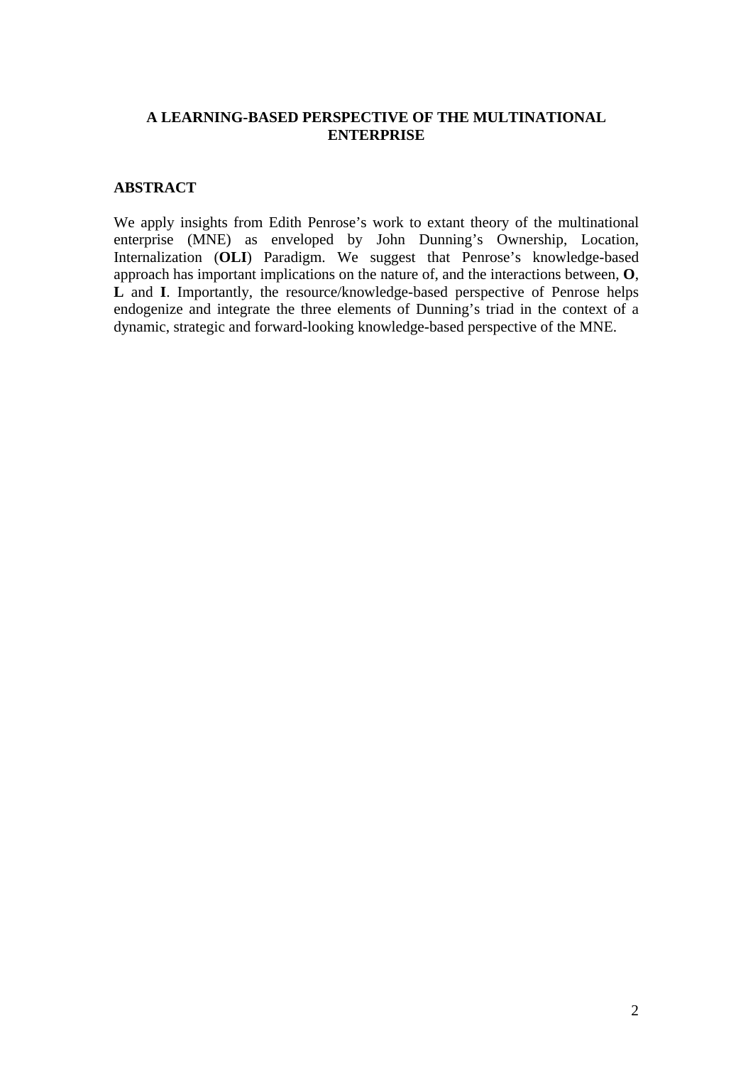# A LEARNING-BASED PERSPECTIVE OF THE MULTINATIONAL ENTERPRISE

## ABSTRACT

We apply insights from Edith Penrose's work to extant theory of the multinational enterprise (MNE) as enveloped by John Dunning's Ownership, Location, Internalization (**OLI**) Paradigm. We suggest that Penrose's knowledge-based approach has important implications on the nature of, and the interactions between, **O**, **L** and **I**. Importantly, the resource/knowledge-based perspective of Penrose helps endogenize and integrate the three elements of Dunning's triad in the context of a dynamic, strategic and forward-looking knowledge-based perspective of the MNE.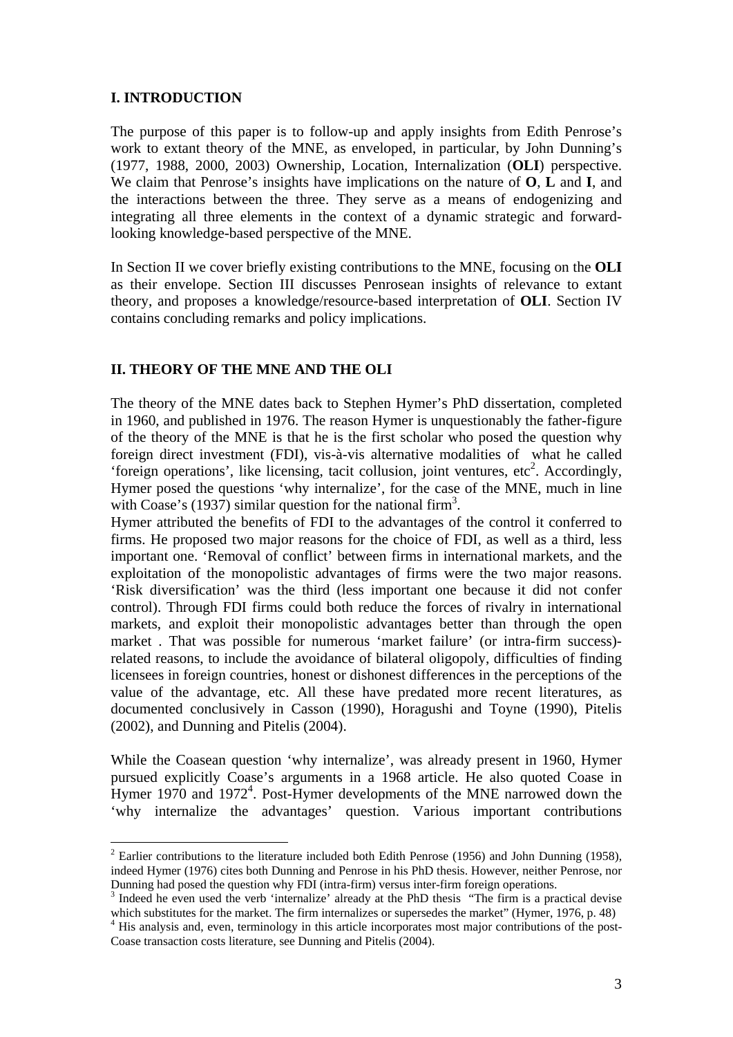## I. INTRODUCTION

The purpose of this paper is to follow-up and apply insights from Edith Penrose's work to extant theory of the MNE, as enveloped, in particular, by John Dunning's (1977, 1988, 2000, 2003) Ownership, Location, Internalization (**OLI**) perspective. We claim that Penrose's insights have implications on the nature of **O**, **L** and **I**, and the interactions between the three. They serve as a means of endogenizing and integrating all three elements in the context of a dynamic strategic and forward-looking knowledge-based perspective of the MNE.

In Section II we cover briefly existing contributions to the MNE, focusing on the **OLI** as their envelope. Section III discusses Penrosean insights of relevance to extant theory, and proposes a knowledge/resource-based interpretation of **OLI**. Section IV contains concluding remarks and policy implications.

## II. THEORY OF THE MNE AND THE OLI

The theory of the MNE dates back to Stephen Hymer's PhD dissertation, completed in 1960, and published in 1976. The reason Hymer is unquestionably the father-figure of the theory of the MNE is that he is the first scholar who posed the question why foreign direct investment (FDI), vis-à-vis alternative modalities of what he called 'foreign operations', like licensing, tacit collusion, joint ventures, etc[2]. Accordingly, Hymer posed the questions 'why internalize', for the case of the MNE, much in line with Coase's (1937) similar question for the national firm[3].

Hymer attributed the benefits of FDI to the advantages of the control it conferred to firms. He proposed two major reasons for the choice of FDI, as well as a third, less important one. 'Removal of conflict' between firms in international markets, and the exploitation of the monopolistic advantages of firms were the two major reasons. 'Risk diversification' was the third (less important one because it did not confer control). Through FDI firms could both reduce the forces of rivalry in international markets, and exploit their monopolistic advantages better than through the open market . That was possible for numerous 'market failure' (or intra-firm success)-related reasons, to include the avoidance of bilateral oligopoly, difficulties of finding licensees in foreign countries, honest or dishonest differences in the perceptions of the value of the advantage, etc. All these have predated more recent literatures, as documented conclusively in Casson (1990), Horagushi and Toyne (1990), Pitelis (2002), and Dunning and Pitelis (2004).

While the Coasean question 'why internalize', was already present in 1960, Hymer pursued explicitly Coase's arguments in a 1968 article. He also quoted Coase in Hymer 1970 and 1972[4]. Post-Hymer developments of the MNE narrowed down the 'why internalize the advantages' question. Various important contributions

[2] Earlier contributions to the literature included both Edith Penrose (1956) and John Dunning (1958), indeed Hymer (1976) cites both Dunning and Penrose in his PhD thesis. However, neither Penrose, nor Dunning had posed the question why FDI (intra-firm) versus inter-firm foreign operations.

[3] Indeed he even used the verb 'internalize' already at the PhD thesis "The firm is a practical devise which substitutes for the market. The firm internalizes or supersedes the market" (Hymer, 1976, p. 48)

[4] His analysis and, even, terminology in this article incorporates most major contributions of the post-Coase transaction costs literature, see Dunning and Pitelis (2004).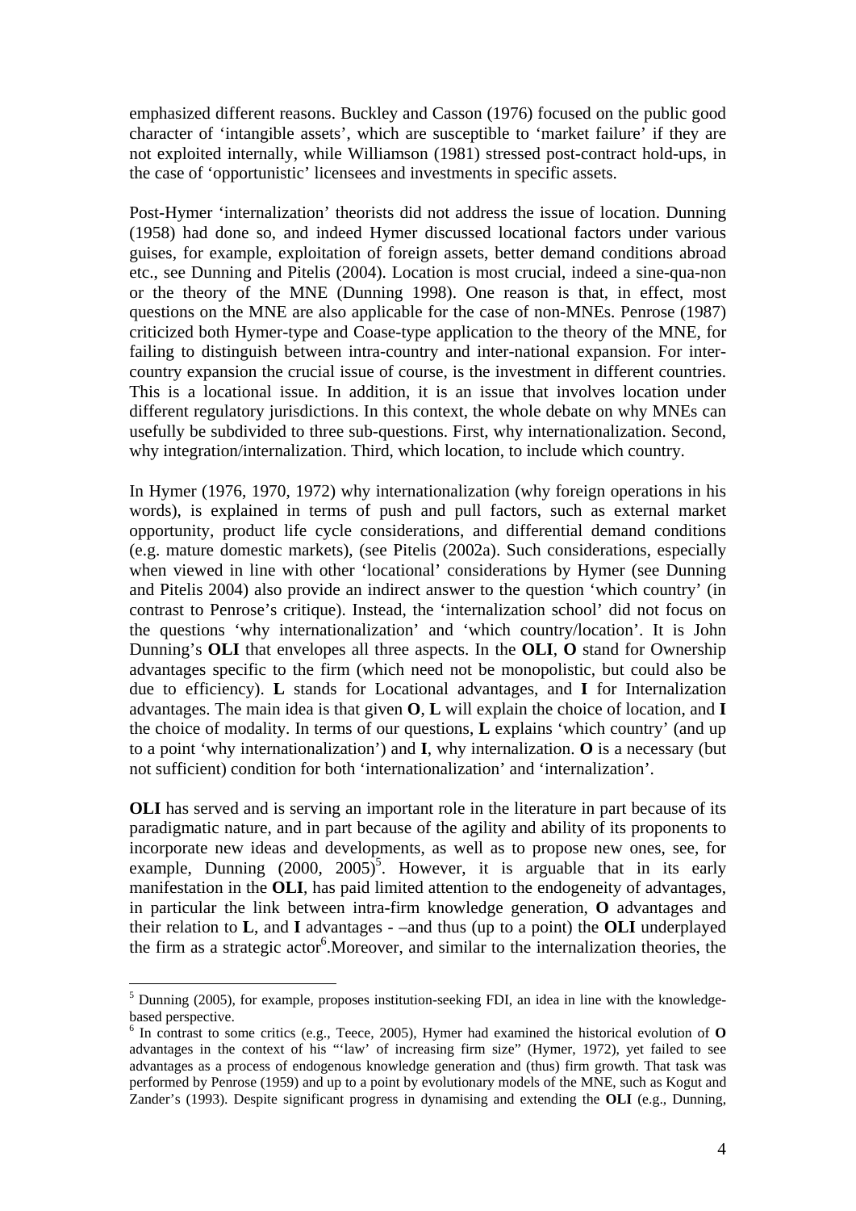emphasized different reasons. Buckley and Casson (1976) focused on the public good character of 'intangible assets', which are susceptible to 'market failure' if they are not exploited internally, while Williamson (1981) stressed post-contract hold-ups, in the case of 'opportunistic' licensees and investments in specific assets.

Post-Hymer 'internalization' theorists did not address the issue of location. Dunning (1958) had done so, and indeed Hymer discussed locational factors under various guises, for example, exploitation of foreign assets, better demand conditions abroad etc., see Dunning and Pitelis (2004). Location is most crucial, indeed a sine-qua-non or the theory of the MNE (Dunning 1998). One reason is that, in effect, most questions on the MNE are also applicable for the case of non-MNEs. Penrose (1987) criticized both Hymer-type and Coase-type application to the theory of the MNE, for failing to distinguish between intra-country and inter-national expansion. For inter-country expansion the crucial issue of course, is the investment in different countries. This is a locational issue. In addition, it is an issue that involves location under different regulatory jurisdictions. In this context, the whole debate on why MNEs can usefully be subdivided to three sub-questions. First, why internationalization. Second, why integration/internalization. Third, which location, to include which country.

In Hymer (1976, 1970, 1972) why internationalization (why foreign operations in his words), is explained in terms of push and pull factors, such as external market opportunity, product life cycle considerations, and differential demand conditions (e.g. mature domestic markets), (see Pitelis (2002a). Such considerations, especially when viewed in line with other 'locational' considerations by Hymer (see Dunning and Pitelis 2004) also provide an indirect answer to the question 'which country' (in contrast to Penrose's critique). Instead, the 'internalization school' did not focus on the questions 'why internationalization' and 'which country/location'. It is John Dunning's **OLI** that envelopes all three aspects. In the **OLI**, **O** stand for Ownership advantages specific to the firm (which need not be monopolistic, but could also be due to efficiency). **L** stands for Locational advantages, and **I** for Internalization advantages. The main idea is that given **O**, **L** will explain the choice of location, and **I** the choice of modality. In terms of our questions, **L** explains 'which country' (and up to a point 'why internationalization') and **I**, why internalization. **O** is a necessary (but not sufficient) condition for both 'internationalization' and 'internalization'.

**OLI** has served and is serving an important role in the literature in part because of its paradigmatic nature, and in part because of the agility and ability of its proponents to incorporate new ideas and developments, as well as to propose new ones, see, for example, Dunning (2000, 2005)[5]. However, it is arguable that in its early manifestation in the **OLI**, has paid limited attention to the endogeneity of advantages, in particular the link between intra-firm knowledge generation, **O** advantages and their relation to **L**, and **I** advantages - –and thus (up to a point) the **OLI** underplayed the firm as a strategic actor[6].Moreover, and similar to the internalization theories, the

[5] Dunning (2005), for example, proposes institution-seeking FDI, an idea in line with the knowledge-based perspective.

[6] In contrast to some critics (e.g., Teece, 2005), Hymer had examined the historical evolution of **O** advantages in the context of his "'law' of increasing firm size" (Hymer, 1972), yet failed to see advantages as a process of endogenous knowledge generation and (thus) firm growth. That task was performed by Penrose (1959) and up to a point by evolutionary models of the MNE, such as Kogut and Zander's (1993). Despite significant progress in dynamising and extending the **OLI** (e.g., Dunning,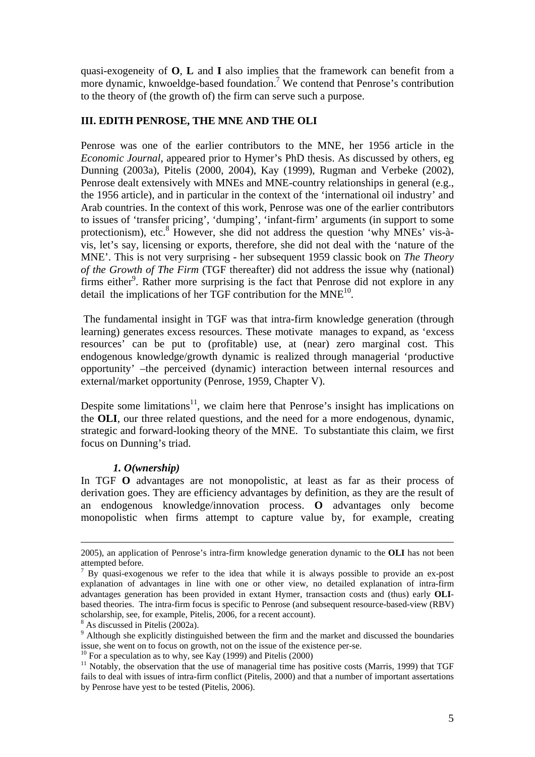quasi-exogeneity of **O**, **L** and **I** also implies that the framework can benefit from a more dynamic, knwoeldge-based foundation.[7] We contend that Penrose's contribution to the theory of (the growth of) the firm can serve such a purpose.

## III. EDITH PENROSE, THE MNE AND THE OLI

Penrose was one of the earlier contributors to the MNE, her 1956 article in the *Economic Journal*, appeared prior to Hymer's PhD thesis. As discussed by others, eg Dunning (2003a), Pitelis (2000, 2004), Kay (1999), Rugman and Verbeke (2002), Penrose dealt extensively with MNEs and MNE-country relationships in general (e.g., the 1956 article), and in particular in the context of the 'international oil industry' and Arab countries. In the context of this work, Penrose was one of the earlier contributors to issues of 'transfer pricing', 'dumping', 'infant-firm' arguments (in support to some protectionism), etc.[8] However, she did not address the question 'why MNEs' vis-à-vis, let's say, licensing or exports, therefore, she did not deal with the 'nature of the MNE'. This is not very surprising - her subsequent 1959 classic book on *The Theory of the Growth of The Firm* (TGF thereafter) did not address the issue why (national) firms either[9]. Rather more surprising is the fact that Penrose did not explore in any detail the implications of her TGF contribution for the MNE[10].

The fundamental insight in TGF was that intra-firm knowledge generation (through learning) generates excess resources. These motivate manages to expand, as 'excess resources' can be put to (profitable) use, at (near) zero marginal cost. This endogenous knowledge/growth dynamic is realized through managerial 'productive opportunity' –the perceived (dynamic) interaction between internal resources and external/market opportunity (Penrose, 1959, Chapter V).

Despite some limitations[11], we claim here that Penrose's insight has implications on the **OLI**, our three related questions, and the need for a more endogenous, dynamic, strategic and forward-looking theory of the MNE. To substantiate this claim, we first focus on Dunning's triad.

### *1. O(wnership)*

In TGF **O** advantages are not monopolistic, at least as far as their process of derivation goes. They are efficiency advantages by definition, as they are the result of an endogenous knowledge/innovation process. **O** advantages only become monopolistic when firms attempt to capture value by, for example, creating

---

2005), an application of Penrose's intra-firm knowledge generation dynamic to the **OLI** has not been attempted before.

[7] By quasi-exogenous we refer to the idea that while it is always possible to provide an ex-post explanation of advantages in line with one or other view, no detailed explanation of intra-firm advantages generation has been provided in extant Hymer, transaction costs and (thus) early **OLI**-based theories. The intra-firm focus is specific to Penrose (and subsequent resource-based-view (RBV) scholarship, see, for example, Pitelis, 2006, for a recent account).

[8] As discussed in Pitelis (2002a).

[9] Although she explicitly distinguished between the firm and the market and discussed the boundaries issue, she went on to focus on growth, not on the issue of the existence per-se.

[10] For a speculation as to why, see Kay (1999) and Pitelis (2000)

[11] Notably, the observation that the use of managerial time has positive costs (Marris, 1999) that TGF fails to deal with issues of intra-firm conflict (Pitelis, 2000) and that a number of important assertations by Penrose have yest to be tested (Pitelis, 2006).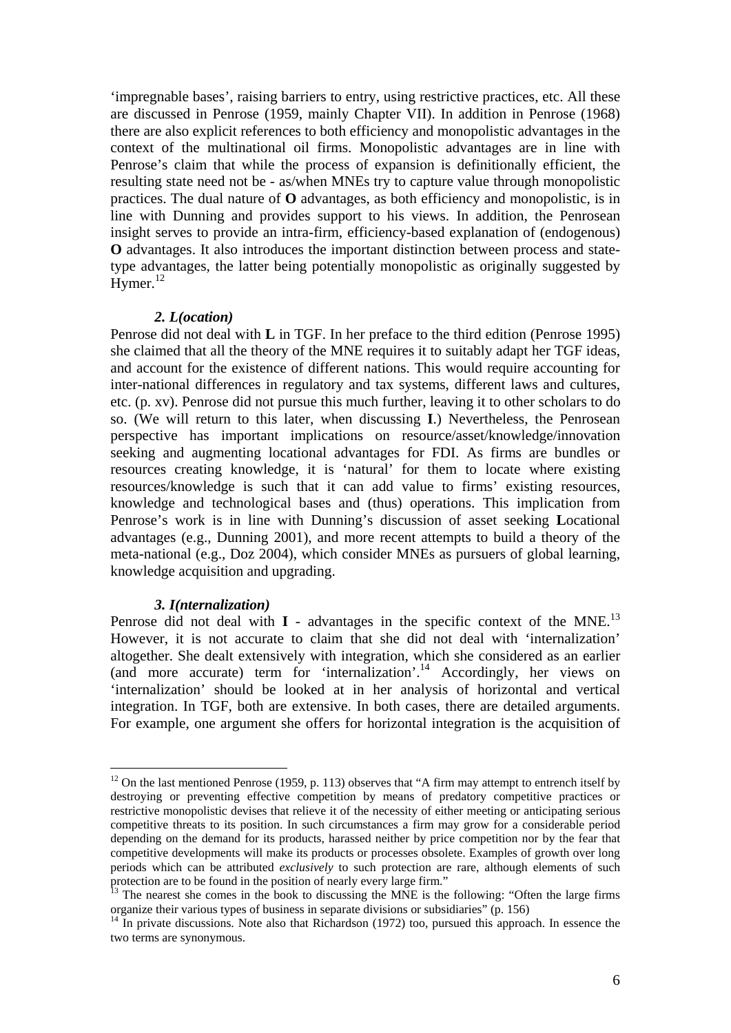'impregnable bases', raising barriers to entry, using restrictive practices, etc. All these are discussed in Penrose (1959, mainly Chapter VII). In addition in Penrose (1968) there are also explicit references to both efficiency and monopolistic advantages in the context of the multinational oil firms. Monopolistic advantages are in line with Penrose's claim that while the process of expansion is definitionally efficient, the resulting state need not be - as/when MNEs try to capture value through monopolistic practices. The dual nature of **O** advantages, as both efficiency and monopolistic, is in line with Dunning and provides support to his views. In addition, the Penrosean insight serves to provide an intra-firm, efficiency-based explanation of (endogenous) **O** advantages. It also introduces the important distinction between process and state-type advantages, the latter being potentially monopolistic as originally suggested by Hymer.[12]

### *2. L(ocation)*

Penrose did not deal with **L** in TGF. In her preface to the third edition (Penrose 1995) she claimed that all the theory of the MNE requires it to suitably adapt her TGF ideas, and account for the existence of different nations. This would require accounting for inter-national differences in regulatory and tax systems, different laws and cultures, etc. (p. xv). Penrose did not pursue this much further, leaving it to other scholars to do so. (We will return to this later, when discussing **I**.) Nevertheless, the Penrosean perspective has important implications on resource/asset/knowledge/innovation seeking and augmenting locational advantages for FDI. As firms are bundles or resources creating knowledge, it is 'natural' for them to locate where existing resources/knowledge is such that it can add value to firms' existing resources, knowledge and technological bases and (thus) operations. This implication from Penrose's work is in line with Dunning's discussion of asset seeking **L**ocational advantages (e.g., Dunning 2001), and more recent attempts to build a theory of the meta-national (e.g., Doz 2004), which consider MNEs as pursuers of global learning, knowledge acquisition and upgrading.

### *3. I(nternalization)*

Penrose did not deal with **I** - advantages in the specific context of the MNE.[13] However, it is not accurate to claim that she did not deal with 'internalization' altogether. She dealt extensively with integration, which she considered as an earlier (and more accurate) term for 'internalization'.[14] Accordingly, her views on 'internalization' should be looked at in her analysis of horizontal and vertical integration. In TGF, both are extensive. In both cases, there are detailed arguments. For example, one argument she offers for horizontal integration is the acquisition of

---

[12] On the last mentioned Penrose (1959, p. 113) observes that "A firm may attempt to entrench itself by destroying or preventing effective competition by means of predatory competitive practices or restrictive monopolistic devises that relieve it of the necessity of either meeting or anticipating serious competitive threats to its position. In such circumstances a firm may grow for a considerable period depending on the demand for its products, harassed neither by price competition nor by the fear that competitive developments will make its products or processes obsolete. Examples of growth over long periods which can be attributed *exclusively* to such protection are rare, although elements of such protection are to be found in the position of nearly every large firm."

[13] The nearest she comes in the book to discussing the MNE is the following: "Often the large firms organize their various types of business in separate divisions or subsidiaries" (p. 156)

[14] In private discussions. Note also that Richardson (1972) too, pursued this approach. In essence the two terms are synonymous.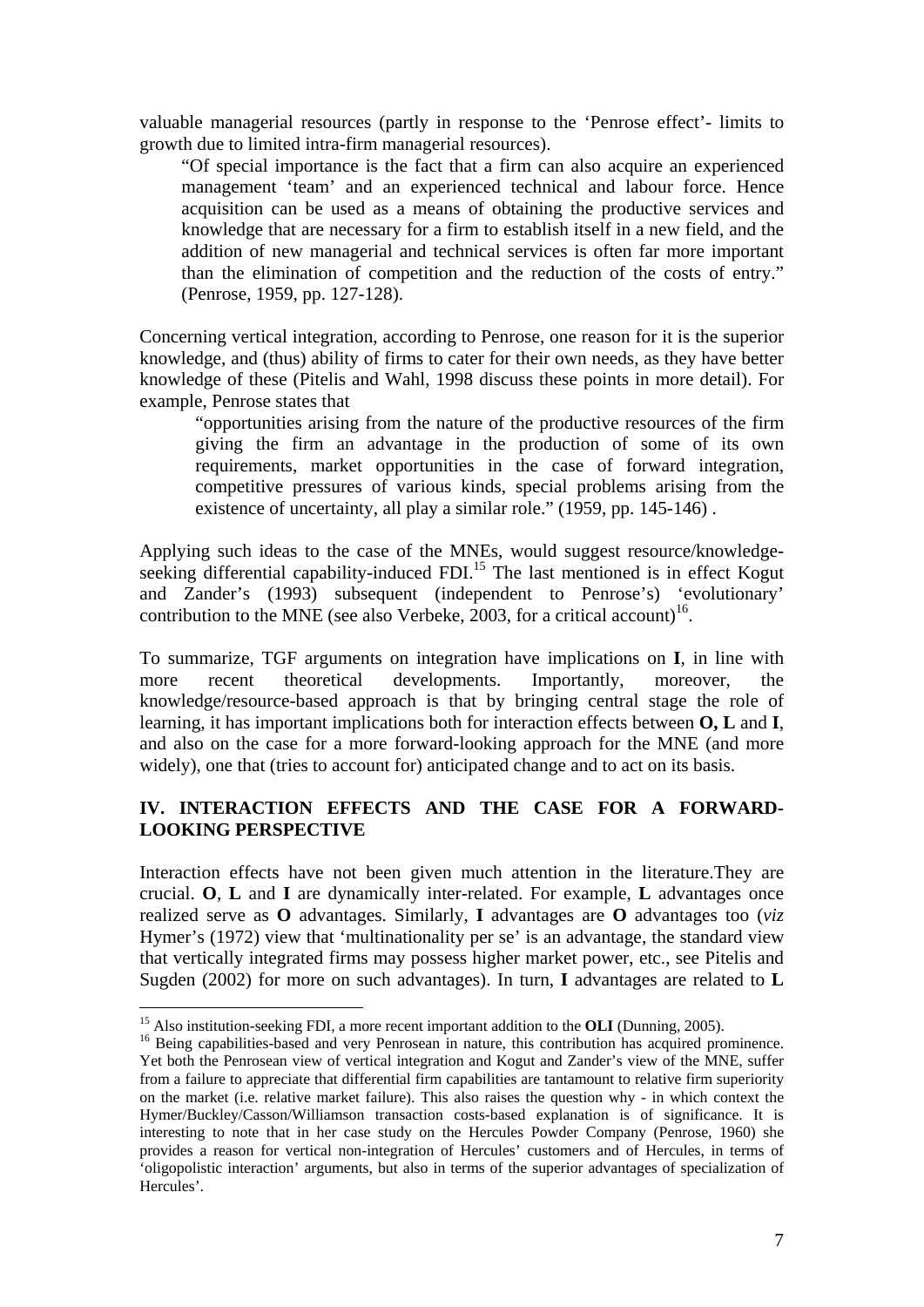valuable managerial resources (partly in response to the 'Penrose effect'- limits to growth due to limited intra-firm managerial resources).

> "Of special importance is the fact that a firm can also acquire an experienced management 'team' and an experienced technical and labour force. Hence acquisition can be used as a means of obtaining the productive services and knowledge that are necessary for a firm to establish itself in a new field, and the addition of new managerial and technical services is often far more important than the elimination of competition and the reduction of the costs of entry." (Penrose, 1959, pp. 127-128).

Concerning vertical integration, according to Penrose, one reason for it is the superior knowledge, and (thus) ability of firms to cater for their own needs, as they have better knowledge of these (Pitelis and Wahl, 1998 discuss these points in more detail). For example, Penrose states that

> "opportunities arising from the nature of the productive resources of the firm giving the firm an advantage in the production of some of its own requirements, market opportunities in the case of forward integration, competitive pressures of various kinds, special problems arising from the existence of uncertainty, all play a similar role." (1959, pp. 145-146) .

Applying such ideas to the case of the MNEs, would suggest resource/knowledge-seeking differential capability-induced FDI.[15] The last mentioned is in effect Kogut and Zander's (1993) subsequent (independent to Penrose's) 'evolutionary' contribution to the MNE (see also Verbeke, 2003, for a critical account)[16].

To summarize, TGF arguments on integration have implications on **I**, in line with more recent theoretical developments. Importantly, moreover, the knowledge/resource-based approach is that by bringing central stage the role of learning, it has important implications both for interaction effects between **O, L** and **I**, and also on the case for a more forward-looking approach for the MNE (and more widely), one that (tries to account for) anticipated change and to act on its basis.

## IV. INTERACTION EFFECTS AND THE CASE FOR A FORWARD-LOOKING PERSPECTIVE

Interaction effects have not been given much attention in the literature.They are crucial. **O**, **L** and **I** are dynamically inter-related. For example, **L** advantages once realized serve as **O** advantages. Similarly, **I** advantages are **O** advantages too (*viz* Hymer's (1972) view that 'multinationality per se' is an advantage, the standard view that vertically integrated firms may possess higher market power, etc., see Pitelis and Sugden (2002) for more on such advantages). In turn, **I** advantages are related to **L**

---

[15] Also institution-seeking FDI, a more recent important addition to the **OLI** (Dunning, 2005).

[16] Being capabilities-based and very Penrosean in nature, this contribution has acquired prominence. Yet both the Penrosean view of vertical integration and Kogut and Zander's view of the MNE, suffer from a failure to appreciate that differential firm capabilities are tantamount to relative firm superiority on the market (i.e. relative market failure). This also raises the question why - in which context the Hymer/Buckley/Casson/Williamson transaction costs-based explanation is of significance. It is interesting to note that in her case study on the Hercules Powder Company (Penrose, 1960) she provides a reason for vertical non-integration of Hercules' customers and of Hercules, in terms of 'oligopolistic interaction' arguments, but also in terms of the superior advantages of specialization of Hercules'.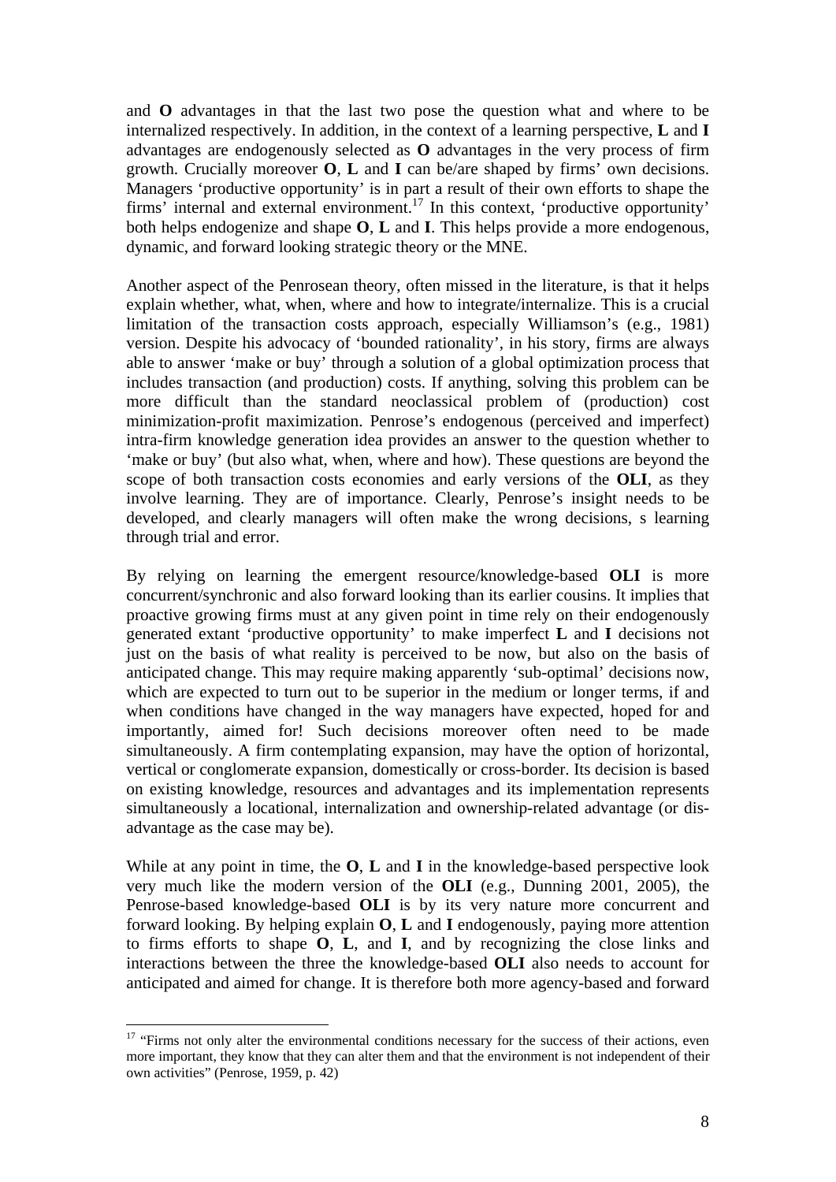and **O** advantages in that the last two pose the question what and where to be internalized respectively. In addition, in the context of a learning perspective, **L** and **I** advantages are endogenously selected as **O** advantages in the very process of firm growth. Crucially moreover **O**, **L** and **I** can be/are shaped by firms' own decisions. Managers 'productive opportunity' is in part a result of their own efforts to shape the firms' internal and external environment.[17] In this context, 'productive opportunity' both helps endogenize and shape **O**, **L** and **I**. This helps provide a more endogenous, dynamic, and forward looking strategic theory or the MNE.

Another aspect of the Penrosean theory, often missed in the literature, is that it helps explain whether, what, when, where and how to integrate/internalize. This is a crucial limitation of the transaction costs approach, especially Williamson's (e.g., 1981) version. Despite his advocacy of 'bounded rationality', in his story, firms are always able to answer 'make or buy' through a solution of a global optimization process that includes transaction (and production) costs. If anything, solving this problem can be more difficult than the standard neoclassical problem of (production) cost minimization-profit maximization. Penrose's endogenous (perceived and imperfect) intra-firm knowledge generation idea provides an answer to the question whether to 'make or buy' (but also what, when, where and how). These questions are beyond the scope of both transaction costs economies and early versions of the **OLI**, as they involve learning. They are of importance. Clearly, Penrose's insight needs to be developed, and clearly managers will often make the wrong decisions, s learning through trial and error.

By relying on learning the emergent resource/knowledge-based **OLI** is more concurrent/synchronic and also forward looking than its earlier cousins. It implies that proactive growing firms must at any given point in time rely on their endogenously generated extant 'productive opportunity' to make imperfect **L** and **I** decisions not just on the basis of what reality is perceived to be now, but also on the basis of anticipated change. This may require making apparently 'sub-optimal' decisions now, which are expected to turn out to be superior in the medium or longer terms, if and when conditions have changed in the way managers have expected, hoped for and importantly, aimed for! Such decisions moreover often need to be made simultaneously. A firm contemplating expansion, may have the option of horizontal, vertical or conglomerate expansion, domestically or cross-border. Its decision is based on existing knowledge, resources and advantages and its implementation represents simultaneously a locational, internalization and ownership-related advantage (or dis-advantage as the case may be).

While at any point in time, the **O**, **L** and **I** in the knowledge-based perspective look very much like the modern version of the **OLI** (e.g., Dunning 2001, 2005), the Penrose-based knowledge-based **OLI** is by its very nature more concurrent and forward looking. By helping explain **O**, **L** and **I** endogenously, paying more attention to firms efforts to shape **O**, **L**, and **I**, and by recognizing the close links and interactions between the three the knowledge-based **OLI** also needs to account for anticipated and aimed for change. It is therefore both more agency-based and forward

[17] "Firms not only alter the environmental conditions necessary for the success of their actions, even more important, they know that they can alter them and that the environment is not independent of their own activities" (Penrose, 1959, p. 42)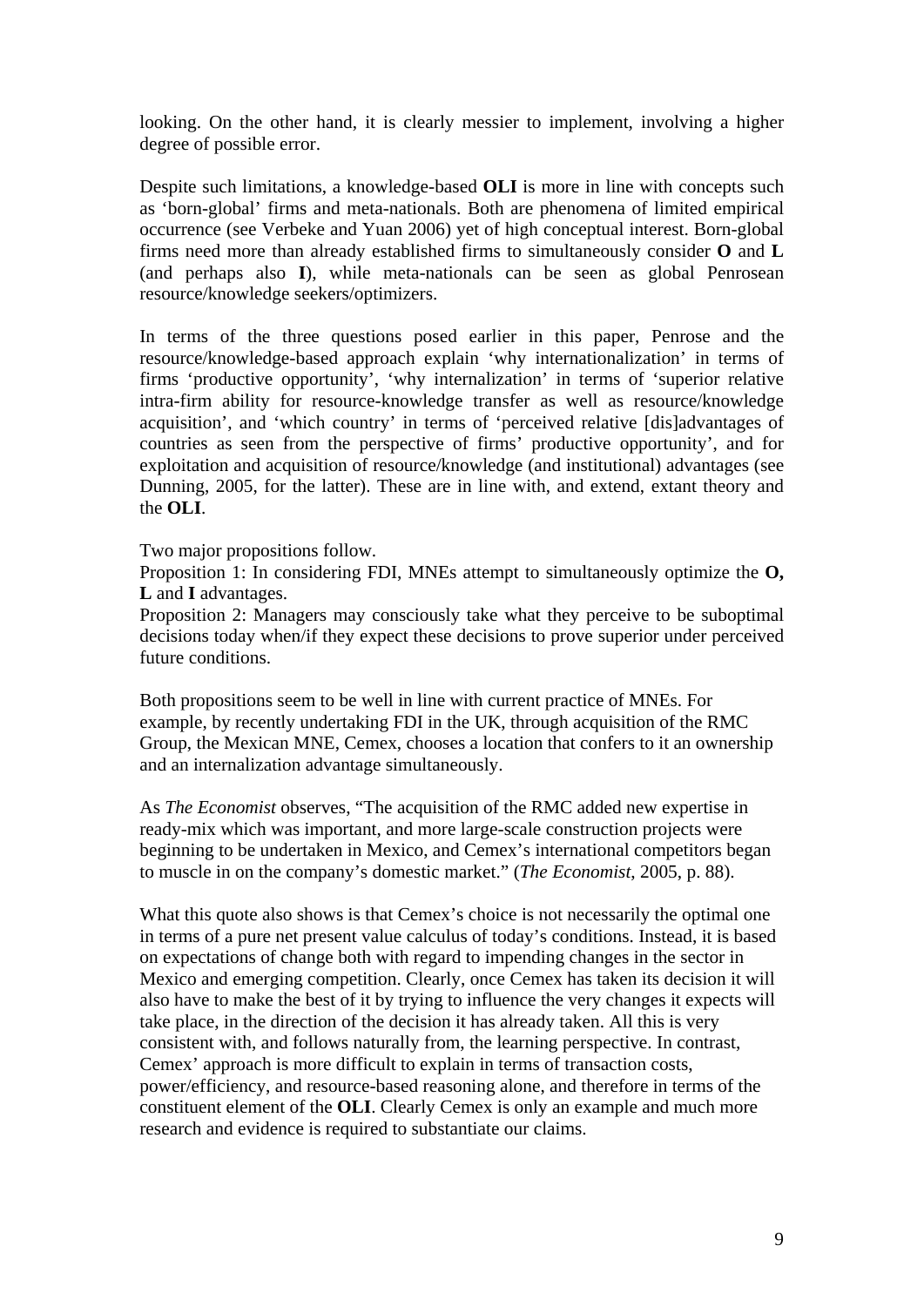looking. On the other hand, it is clearly messier to implement, involving a higher degree of possible error.

Despite such limitations, a knowledge-based **OLI** is more in line with concepts such as 'born-global' firms and meta-nationals. Both are phenomena of limited empirical occurrence (see Verbeke and Yuan 2006) yet of high conceptual interest. Born-global firms need more than already established firms to simultaneously consider **O** and **L** (and perhaps also **I**), while meta-nationals can be seen as global Penrosean resource/knowledge seekers/optimizers.

In terms of the three questions posed earlier in this paper, Penrose and the resource/knowledge-based approach explain 'why internationalization' in terms of firms 'productive opportunity', 'why internalization' in terms of 'superior relative intra-firm ability for resource-knowledge transfer as well as resource/knowledge acquisition', and 'which country' in terms of 'perceived relative [dis]advantages of countries as seen from the perspective of firms' productive opportunity', and for exploitation and acquisition of resource/knowledge (and institutional) advantages (see Dunning, 2005, for the latter). These are in line with, and extend, extant theory and the **OLI**.

Two major propositions follow.

Proposition 1: In considering FDI, MNEs attempt to simultaneously optimize the **O, L** and **I** advantages.

Proposition 2: Managers may consciously take what they perceive to be suboptimal decisions today when/if they expect these decisions to prove superior under perceived future conditions.

Both propositions seem to be well in line with current practice of MNEs. For example, by recently undertaking FDI in the UK, through acquisition of the RMC Group, the Mexican MNE, Cemex, chooses a location that confers to it an ownership and an internalization advantage simultaneously.

As *The Economist* observes, "The acquisition of the RMC added new expertise in ready-mix which was important, and more large-scale construction projects were beginning to be undertaken in Mexico, and Cemex's international competitors began to muscle in on the company's domestic market." (*The Economist*, 2005, p. 88).

What this quote also shows is that Cemex's choice is not necessarily the optimal one in terms of a pure net present value calculus of today's conditions. Instead, it is based on expectations of change both with regard to impending changes in the sector in Mexico and emerging competition. Clearly, once Cemex has taken its decision it will also have to make the best of it by trying to influence the very changes it expects will take place, in the direction of the decision it has already taken. All this is very consistent with, and follows naturally from, the learning perspective. In contrast, Cemex' approach is more difficult to explain in terms of transaction costs, power/efficiency, and resource-based reasoning alone, and therefore in terms of the constituent element of the **OLI**. Clearly Cemex is only an example and much more research and evidence is required to substantiate our claims.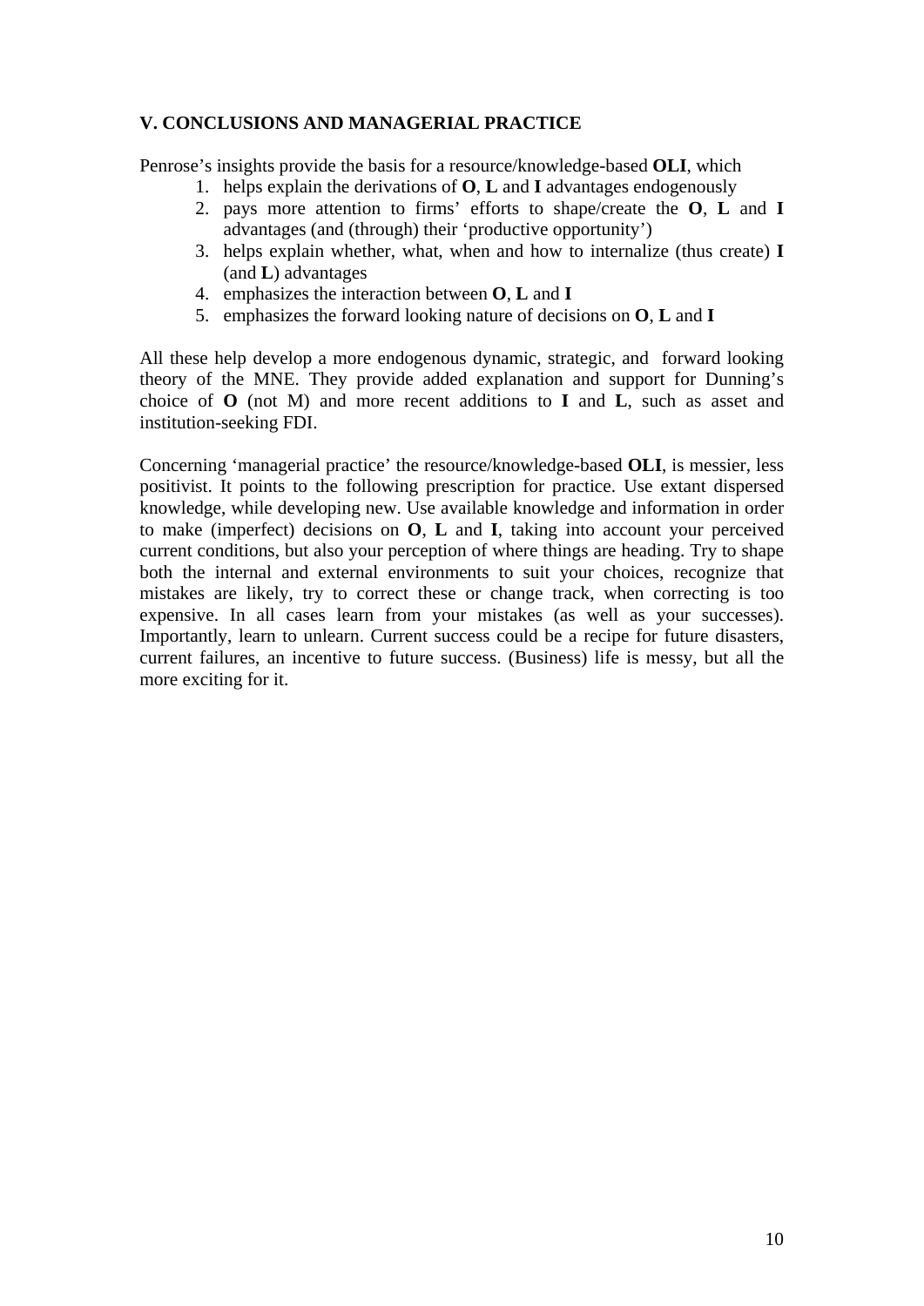## V. CONCLUSIONS AND MANAGERIAL PRACTICE

Penrose's insights provide the basis for a resource/knowledge-based **OLI**, which

1. helps explain the derivations of **O**, **L** and **I** advantages endogenously
2. pays more attention to firms' efforts to shape/create the **O**, **L** and **I** advantages (and (through) their 'productive opportunity')
3. helps explain whether, what, when and how to internalize (thus create) **I** (and **L**) advantages
4. emphasizes the interaction between **O**, **L** and **I**
5. emphasizes the forward looking nature of decisions on **O**, **L** and **I**

All these help develop a more endogenous dynamic, strategic, and forward looking theory of the MNE. They provide added explanation and support for Dunning's choice of **O** (not M) and more recent additions to **I** and **L**, such as asset and institution-seeking FDI.

Concerning 'managerial practice' the resource/knowledge-based **OLI**, is messier, less positivist. It points to the following prescription for practice. Use extant dispersed knowledge, while developing new. Use available knowledge and information in order to make (imperfect) decisions on **O**, **L** and **I**, taking into account your perceived current conditions, but also your perception of where things are heading. Try to shape both the internal and external environments to suit your choices, recognize that mistakes are likely, try to correct these or change track, when correcting is too expensive. In all cases learn from your mistakes (as well as your successes). Importantly, learn to unlearn. Current success could be a recipe for future disasters, current failures, an incentive to future success. (Business) life is messy, but all the more exciting for it.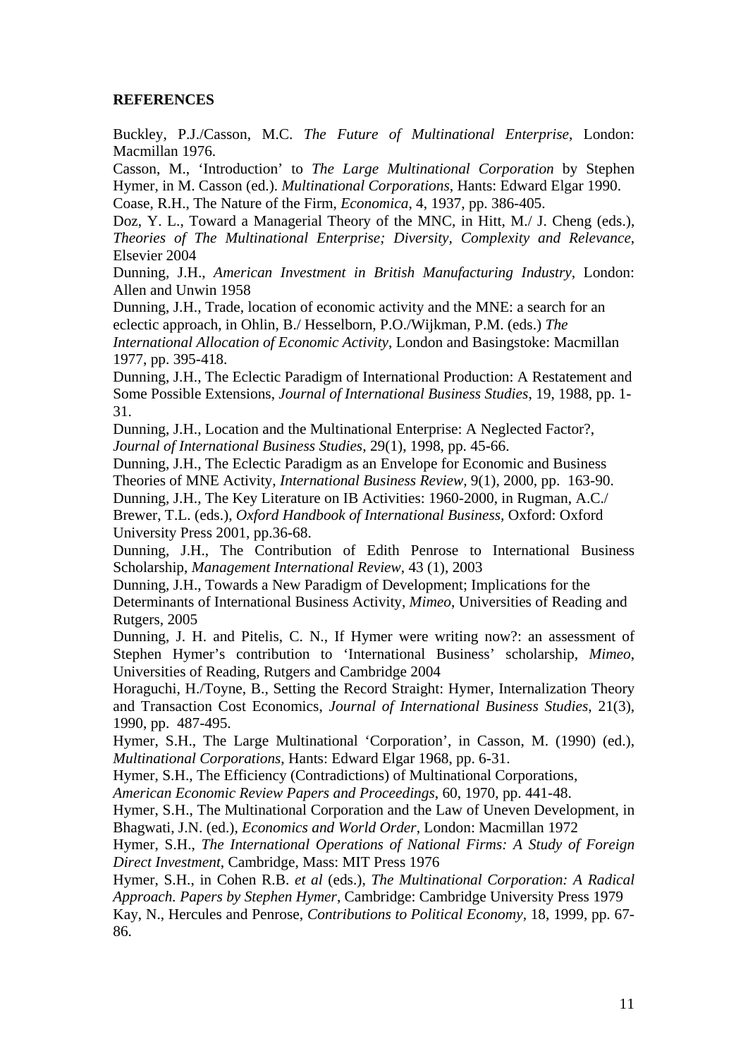**REFERENCES**

Buckley, P.J./Casson, M.C. *The Future of Multinational Enterprise*, London: Macmillan 1976.

Casson, M., 'Introduction' to *The Large Multinational Corporation* by Stephen Hymer, in M. Casson (ed.). *Multinational Corporations*, Hants: Edward Elgar 1990.

Coase, R.H., The Nature of the Firm, *Economica*, 4, 1937, pp. 386-405.

Doz, Y. L., Toward a Managerial Theory of the MNC, in Hitt, M./ J. Cheng (eds.), *Theories of The Multinational Enterprise; Diversity, Complexity and Relevance*, Elsevier 2004

Dunning, J.H., *American Investment in British Manufacturing Industry*, London: Allen and Unwin 1958

Dunning, J.H., Trade, location of economic activity and the MNE: a search for an eclectic approach, in Ohlin, B./ Hesselborn, P.O./Wijkman, P.M. (eds.) *The International Allocation of Economic Activity*, London and Basingstoke: Macmillan 1977, pp. 395-418.

Dunning, J.H., The Eclectic Paradigm of International Production: A Restatement and Some Possible Extensions, *Journal of International Business Studies*, 19, 1988, pp. 1-31.

Dunning, J.H., Location and the Multinational Enterprise: A Neglected Factor?, *Journal of International Business Studies*, 29(1), 1998, pp. 45-66.

Dunning, J.H., The Eclectic Paradigm as an Envelope for Economic and Business Theories of MNE Activity, *International Business Review*, 9(1), 2000, pp. 163-90.

Dunning, J.H., The Key Literature on IB Activities: 1960-2000, in Rugman, A.C./ Brewer, T.L. (eds.), *Oxford Handbook of International Business,* Oxford: Oxford University Press 2001, pp.36-68.

Dunning, J.H., The Contribution of Edith Penrose to International Business Scholarship, *Management International Review*, 43 (1), 2003

Dunning, J.H., Towards a New Paradigm of Development; Implications for the Determinants of International Business Activity, *Mimeo*, Universities of Reading and Rutgers, 2005

Dunning, J. H. and Pitelis, C. N., If Hymer were writing now?: an assessment of Stephen Hymer's contribution to 'International Business' scholarship, *Mimeo*, Universities of Reading, Rutgers and Cambridge 2004

Horaguchi, H./Toyne, B., Setting the Record Straight: Hymer, Internalization Theory and Transaction Cost Economics, *Journal of International Business Studies*, 21(3), 1990, pp. 487-495.

Hymer, S.H., The Large Multinational 'Corporation', in Casson, M. (1990) (ed.), *Multinational Corporations*, Hants: Edward Elgar 1968, pp. 6-31.

Hymer, S.H., The Efficiency (Contradictions) of Multinational Corporations, *American Economic Review Papers and Proceedings*, 60, 1970, pp. 441-48.

Hymer, S.H., The Multinational Corporation and the Law of Uneven Development, in Bhagwati, J.N. (ed.), *Economics and World Order*, London: Macmillan 1972

Hymer, S.H., *The International Operations of National Firms: A Study of Foreign Direct Investment*, Cambridge, Mass: MIT Press 1976

Hymer, S.H., in Cohen R.B. *et al* (eds.), *The Multinational Corporation: A Radical Approach. Papers by Stephen Hymer*, Cambridge: Cambridge University Press 1979

Kay, N., Hercules and Penrose, *Contributions to Political Economy*, 18, 1999, pp. 67-86.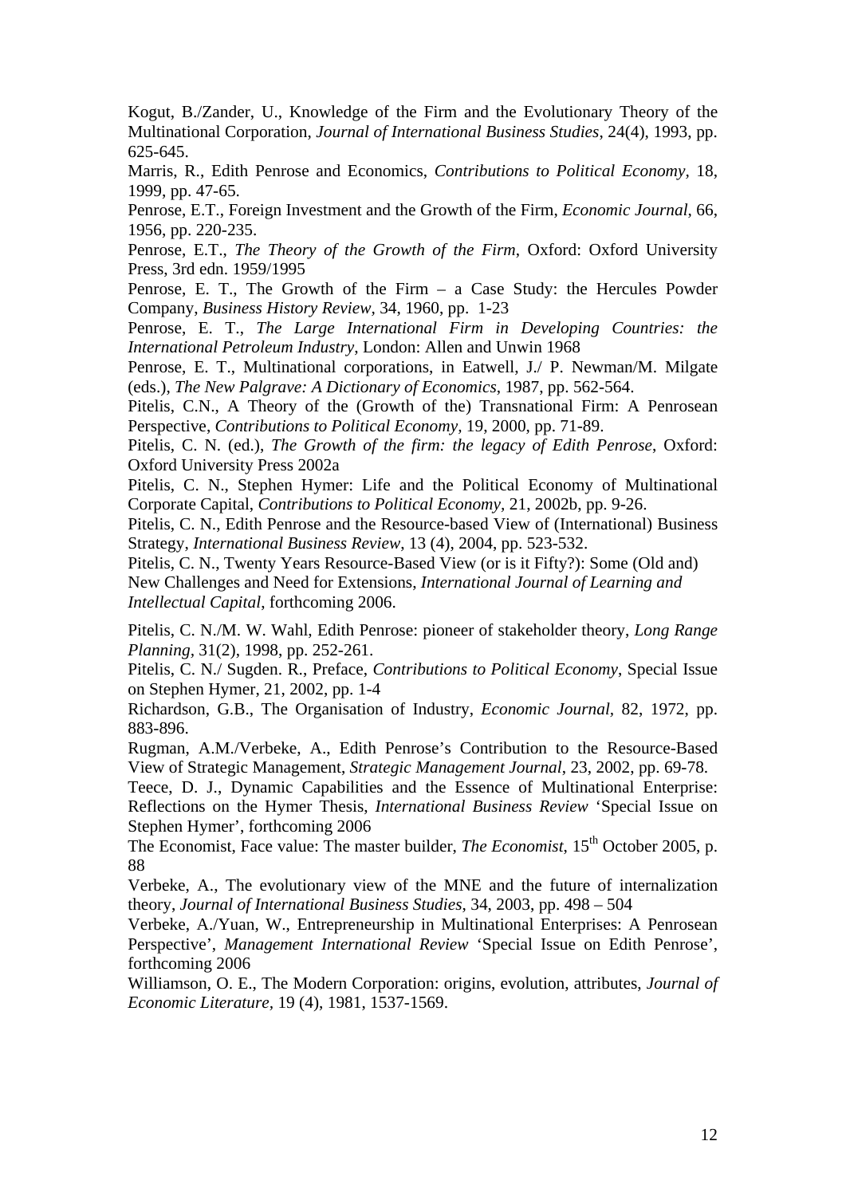Kogut, B./Zander, U., Knowledge of the Firm and the Evolutionary Theory of the Multinational Corporation, *Journal of International Business Studies*, 24(4), 1993, pp. 625-645.

Marris, R., Edith Penrose and Economics, *Contributions to Political Economy*, 18, 1999, pp. 47-65.

Penrose, E.T., Foreign Investment and the Growth of the Firm, *Economic Journal*, 66, 1956, pp. 220-235.

Penrose, E.T., *The Theory of the Growth of the Firm*, Oxford: Oxford University Press, 3rd edn. 1959/1995

Penrose, E. T., The Growth of the Firm – a Case Study: the Hercules Powder Company, *Business History Review*, 34, 1960, pp. 1-23

Penrose, E. T., *The Large International Firm in Developing Countries: the International Petroleum Industry*, London: Allen and Unwin 1968

Penrose, E. T., Multinational corporations, in Eatwell, J./ P. Newman/M. Milgate (eds.), *The New Palgrave: A Dictionary of Economics*, 1987, pp. 562-564.

Pitelis, C.N., A Theory of the (Growth of the) Transnational Firm: A Penrosean Perspective, *Contributions to Political Economy*, 19, 2000, pp. 71-89.

Pitelis, C. N. (ed.), *The Growth of the firm: the legacy of Edith Penrose*, Oxford: Oxford University Press 2002a

Pitelis, C. N., Stephen Hymer: Life and the Political Economy of Multinational Corporate Capital, *Contributions to Political Economy*, 21, 2002b, pp. 9-26.

Pitelis, C. N., Edith Penrose and the Resource-based View of (International) Business Strategy, *International Business Review*, 13 (4), 2004, pp. 523-532.

Pitelis, C. N., Twenty Years Resource-Based View (or is it Fifty?): Some (Old and) New Challenges and Need for Extensions, *International Journal of Learning and Intellectual Capital*, forthcoming 2006.

Pitelis, C. N./M. W. Wahl, Edith Penrose: pioneer of stakeholder theory, *Long Range Planning*, 31(2), 1998, pp. 252-261.

Pitelis, C. N./ Sugden. R., Preface, *Contributions to Political Economy*, Special Issue on Stephen Hymer, 21, 2002, pp. 1-4

Richardson, G.B., The Organisation of Industry, *Economic Journal*, 82, 1972, pp. 883-896.

Rugman, A.M./Verbeke, A., Edith Penrose's Contribution to the Resource-Based View of Strategic Management, *Strategic Management Journal*, 23, 2002, pp. 69-78.

Teece, D. J., Dynamic Capabilities and the Essence of Multinational Enterprise: Reflections on the Hymer Thesis, *International Business Review* 'Special Issue on Stephen Hymer', forthcoming 2006

The Economist, Face value: The master builder, *The Economist*, 15th October 2005, p. 88

Verbeke, A., The evolutionary view of the MNE and the future of internalization theory, *Journal of International Business Studies*, 34, 2003, pp. 498 – 504

Verbeke, A./Yuan, W., Entrepreneurship in Multinational Enterprises: A Penrosean Perspective', *Management International Review* 'Special Issue on Edith Penrose', forthcoming 2006

Williamson, O. E., The Modern Corporation: origins, evolution, attributes, *Journal of Economic Literature*, 19 (4), 1981, 1537-1569.